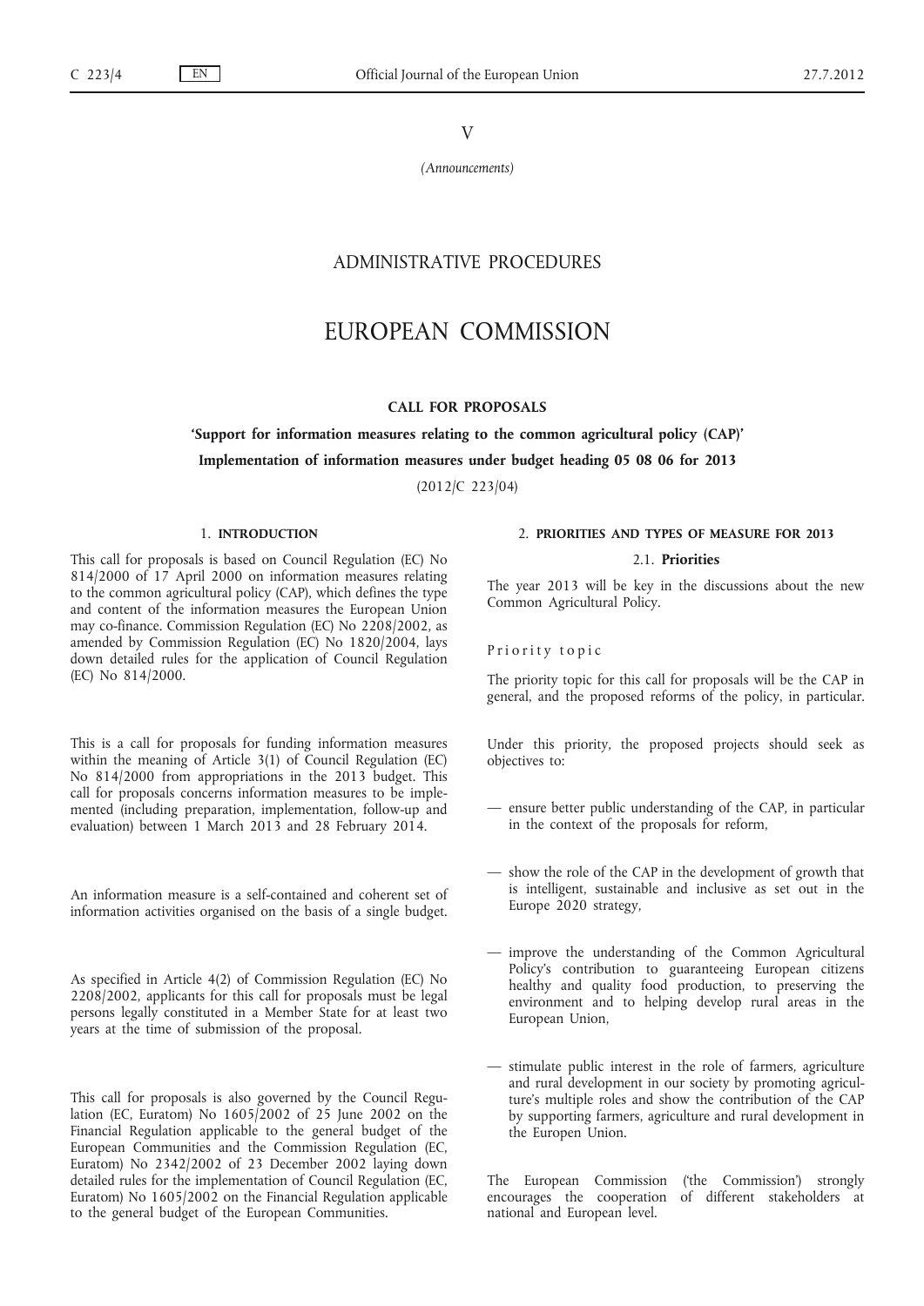V

*(Announcements)*

# ADMINISTRATIVE PROCEDURES

# EUROPEAN COMMISSION

## CALL FOR PROPOSALS

## 'Support for information measures relating to the common agricultural policy (CAP)'

## Implementation of information measures under budget heading 05 08 06 for 2013

(2012/C 223/04)

### 1. INTRODUCTION

This call for proposals is based on Council Regulation (EC) No 814/2000 of 17 April 2000 on information measures relating to the common agricultural policy (CAP), which defines the type and content of the information measures the European Union may co-finance. Commission Regulation (EC) No 2208/2002, as amended by Commission Regulation (EC) No 1820/2004, lays down detailed rules for the application of Council Regulation (EC) No 814/2000.

This is a call for proposals for funding information measures within the meaning of Article 3(1) of Council Regulation (EC) No 814/2000 from appropriations in the 2013 budget. This call for proposals concerns information measures to be implemented (including preparation, implementation, follow-up and evaluation) between 1 March 2013 and 28 February 2014.

An information measure is a self-contained and coherent set of information activities organised on the basis of a single budget.

As specified in Article 4(2) of Commission Regulation (EC) No 2208/2002, applicants for this call for proposals must be legal persons legally constituted in a Member State for at least two years at the time of submission of the proposal.

This call for proposals is also governed by the Council Regulation (EC, Euratom) No 1605/2002 of 25 June 2002 on the Financial Regulation applicable to the general budget of the European Communities and the Commission Regulation (EC, Euratom) No 2342/2002 of 23 December 2002 laying down detailed rules for the implementation of Council Regulation (EC, Euratom) No 1605/2002 on the Financial Regulation applicable to the general budget of the European Communities.

### 2. PRIORITIES AND TYPES OF MEASURE FOR 2013

#### 2.1. Priorities

The year 2013 will be key in the discussions about the new Common Agricultural Policy.

*Priority topic*

The priority topic for this call for proposals will be the CAP in general, and the proposed reforms of the policy, in particular.

Under this priority, the proposed projects should seek as objectives to:

- ensure better public understanding of the CAP, in particular in the context of the proposals for reform,
- show the role of the CAP in the development of growth that is intelligent, sustainable and inclusive as set out in the Europe 2020 strategy,
- improve the understanding of the Common Agricultural Policy's contribution to guaranteeing European citizens healthy and quality food production, to preserving the environment and to helping develop rural areas in the European Union,
- stimulate public interest in the role of farmers, agriculture and rural development in our society by promoting agriculture's multiple roles and show the contribution of the CAP by supporting farmers, agriculture and rural development in the Europen Union.

The European Commission ('the Commission') strongly encourages the cooperation of different stakeholders at national and European level.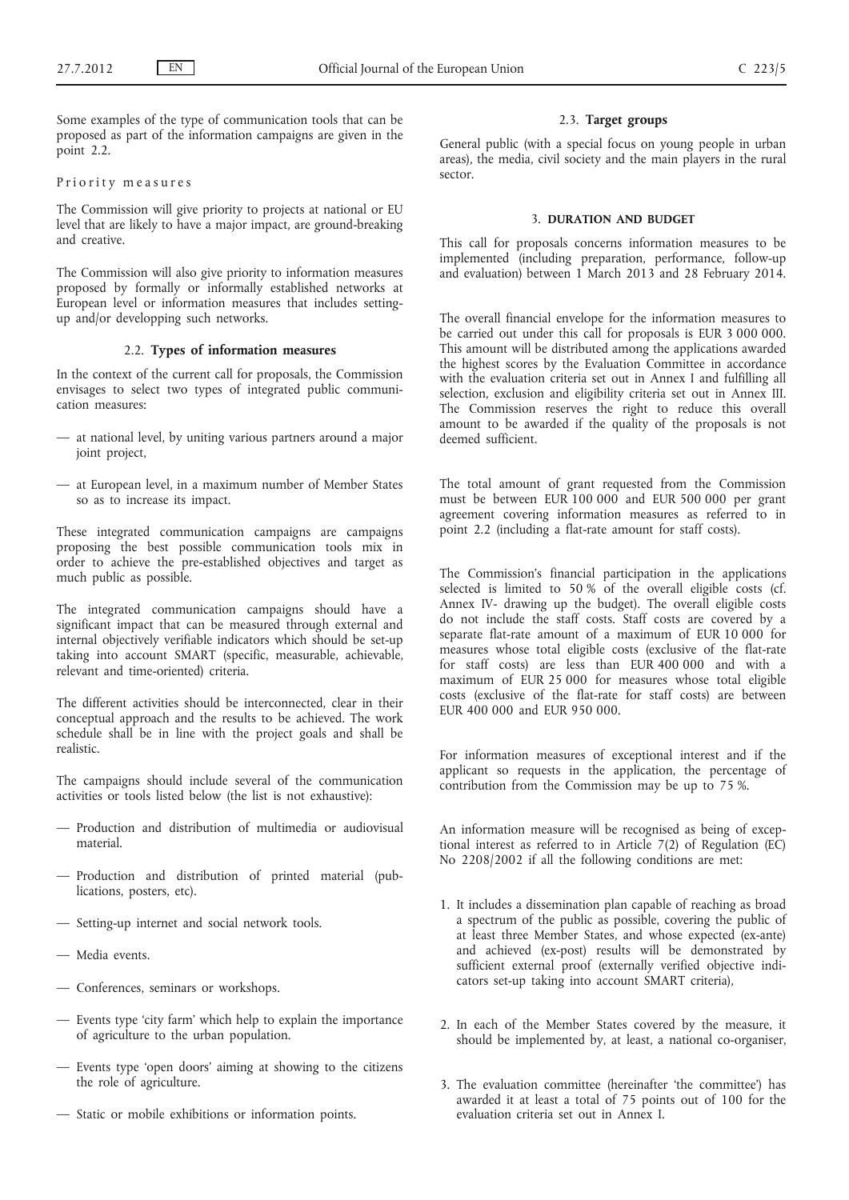Some examples of the type of communication tools that can be proposed as part of the information campaigns are given in the point 2.2.

Priority measures

The Commission will give priority to projects at national or EU level that are likely to have a major impact, are ground-breaking and creative.

The Commission will also give priority to information measures proposed by formally or informally established networks at European level or information measures that includes setting-up and/or developping such networks.

### 2.2. **Types of information measures**

In the context of the current call for proposals, the Commission envisages to select two types of integrated public communication measures:

- at national level, by uniting various partners around a major joint project,
- at European level, in a maximum number of Member States so as to increase its impact.

These integrated communication campaigns are campaigns proposing the best possible communication tools mix in order to achieve the pre-established objectives and target as much public as possible.

The integrated communication campaigns should have a significant impact that can be measured through external and internal objectively verifiable indicators which should be set-up taking into account SMART (specific, measurable, achievable, relevant and time-oriented) criteria.

The different activities should be interconnected, clear in their conceptual approach and the results to be achieved. The work schedule shall be in line with the project goals and shall be realistic.

The campaigns should include several of the communication activities or tools listed below (the list is not exhaustive):

- Production and distribution of multimedia or audiovisual material.
- Production and distribution of printed material (publications, posters, etc).
- Setting-up internet and social network tools.
- Media events.
- Conferences, seminars or workshops.
- Events type 'city farm' which help to explain the importance of agriculture to the urban population.
- Events type 'open doors' aiming at showing to the citizens the role of agriculture.
- Static or mobile exhibitions or information points.

### 2.3. **Target groups**

General public (with a special focus on young people in urban areas), the media, civil society and the main players in the rural sector.

## 3. **DURATION AND BUDGET**

This call for proposals concerns information measures to be implemented (including preparation, performance, follow-up and evaluation) between 1 March 2013 and 28 February 2014.

The overall financial envelope for the information measures to be carried out under this call for proposals is EUR 3 000 000. This amount will be distributed among the applications awarded the highest scores by the Evaluation Committee in accordance with the evaluation criteria set out in Annex I and fulfilling all selection, exclusion and eligibility criteria set out in Annex III. The Commission reserves the right to reduce this overall amount to be awarded if the quality of the proposals is not deemed sufficient.

The total amount of grant requested from the Commission must be between EUR 100 000 and EUR 500 000 per grant agreement covering information measures as referred to in point 2.2 (including a flat-rate amount for staff costs).

The Commission's financial participation in the applications selected is limited to 50 % of the overall eligible costs (cf. Annex IV- drawing up the budget). The overall eligible costs do not include the staff costs. Staff costs are covered by a separate flat-rate amount of a maximum of EUR 10 000 for measures whose total eligible costs (exclusive of the flat-rate for staff costs) are less than EUR 400 000 and with a maximum of EUR 25 000 for measures whose total eligible costs (exclusive of the flat-rate for staff costs) are between EUR 400 000 and EUR 950 000.

For information measures of exceptional interest and if the applicant so requests in the application, the percentage of contribution from the Commission may be up to 75 %.

An information measure will be recognised as being of exceptional interest as referred to in Article 7(2) of Regulation (EC) No 2208/2002 if all the following conditions are met:

1. It includes a dissemination plan capable of reaching as broad a spectrum of the public as possible, covering the public of at least three Member States, and whose expected (ex-ante) and achieved (ex-post) results will be demonstrated by sufficient external proof (externally verified objective indicators set-up taking into account SMART criteria),
2. In each of the Member States covered by the measure, it should be implemented by, at least, a national co-organiser,
3. The evaluation committee (hereinafter 'the committee') has awarded it at least a total of 75 points out of 100 for the evaluation criteria set out in Annex I.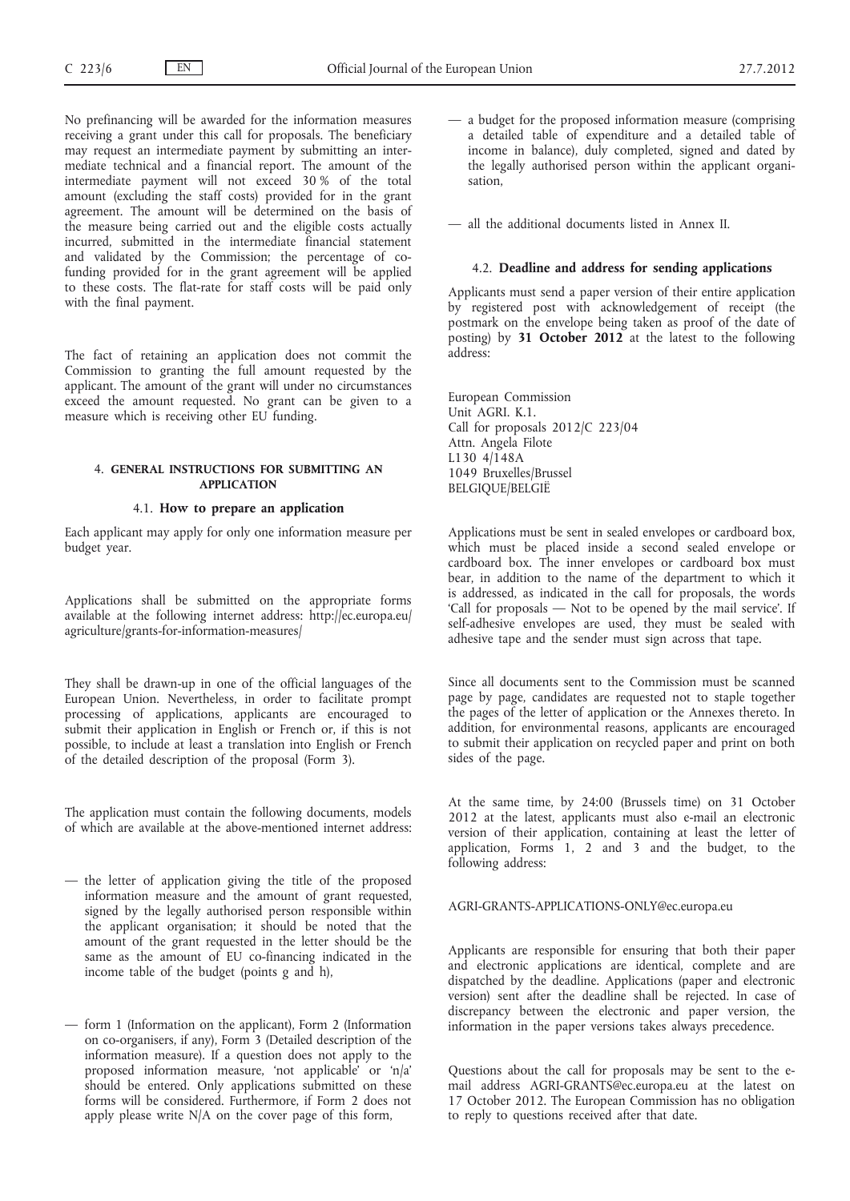No prefinancing will be awarded for the information measures receiving a grant under this call for proposals. The beneficiary may request an intermediate payment by submitting an intermediate technical and a financial report. The amount of the intermediate payment will not exceed 30 % of the total amount (excluding the staff costs) provided for in the grant agreement. The amount will be determined on the basis of the measure being carried out and the eligible costs actually incurred, submitted in the intermediate financial statement and validated by the Commission; the percentage of co-funding provided for in the grant agreement will be applied to these costs. The flat-rate for staff costs will be paid only with the final payment.

The fact of retaining an application does not commit the Commission to granting the full amount requested by the applicant. The amount of the grant will under no circumstances exceed the amount requested. No grant can be given to a measure which is receiving other EU funding.

## 4. GENERAL INSTRUCTIONS FOR SUBMITTING AN APPLICATION

### 4.1. How to prepare an application

Each applicant may apply for only one information measure per budget year.

Applications shall be submitted on the appropriate forms available at the following internet address: http://ec.europa.eu/agriculture/grants-for-information-measures/

They shall be drawn-up in one of the official languages of the European Union. Nevertheless, in order to facilitate prompt processing of applications, applicants are encouraged to submit their application in English or French or, if this is not possible, to include at least a translation into English or French of the detailed description of the proposal (Form 3).

The application must contain the following documents, models of which are available at the above-mentioned internet address:

— the letter of application giving the title of the proposed information measure and the amount of grant requested, signed by the legally authorised person responsible within the applicant organisation; it should be noted that the amount of the grant requested in the letter should be the same as the amount of EU co-financing indicated in the income table of the budget (points g and h),

— form 1 (Information on the applicant), Form 2 (Information on co-organisers, if any), Form 3 (Detailed description of the information measure). If a question does not apply to the proposed information measure, 'not applicable' or 'n/a' should be entered. Only applications submitted on these forms will be considered. Furthermore, if Form 2 does not apply please write N/A on the cover page of this form,

— a budget for the proposed information measure (comprising a detailed table of expenditure and a detailed table of income in balance), duly completed, signed and dated by the legally authorised person within the applicant organisation,

— all the additional documents listed in Annex II.

### 4.2. Deadline and address for sending applications

Applicants must send a paper version of their entire application by registered post with acknowledgement of receipt (the postmark on the envelope being taken as proof of the date of posting) by **31 October 2012** at the latest to the following address:

European Commission  
Unit AGRI. K.1.  
Call for proposals 2012/C 223/04  
Attn. Angela Filote  
L130 4/148A  
1049 Bruxelles/Brussel  
BELGIQUE/BELGIË

Applications must be sent in sealed envelopes or cardboard box, which must be placed inside a second sealed envelope or cardboard box. The inner envelopes or cardboard box must bear, in addition to the name of the department to which it is addressed, as indicated in the call for proposals, the words 'Call for proposals — Not to be opened by the mail service'. If self-adhesive envelopes are used, they must be sealed with adhesive tape and the sender must sign across that tape.

Since all documents sent to the Commission must be scanned page by page, candidates are requested not to staple together the pages of the letter of application or the Annexes thereto. In addition, for environmental reasons, applicants are encouraged to submit their application on recycled paper and print on both sides of the page.

At the same time, by 24:00 (Brussels time) on 31 October 2012 at the latest, applicants must also e-mail an electronic version of their application, containing at least the letter of application, Forms 1, 2 and 3 and the budget, to the following address:

AGRI-GRANTS-APPLICATIONS-ONLY@ec.europa.eu

Applicants are responsible for ensuring that both their paper and electronic applications are identical, complete and are dispatched by the deadline. Applications (paper and electronic version) sent after the deadline shall be rejected. In case of discrepancy between the electronic and paper version, the information in the paper versions takes always precedence.

Questions about the call for proposals may be sent to the e-mail address AGRI-GRANTS@ec.europa.eu at the latest on 17 October 2012. The European Commission has no obligation to reply to questions received after that date.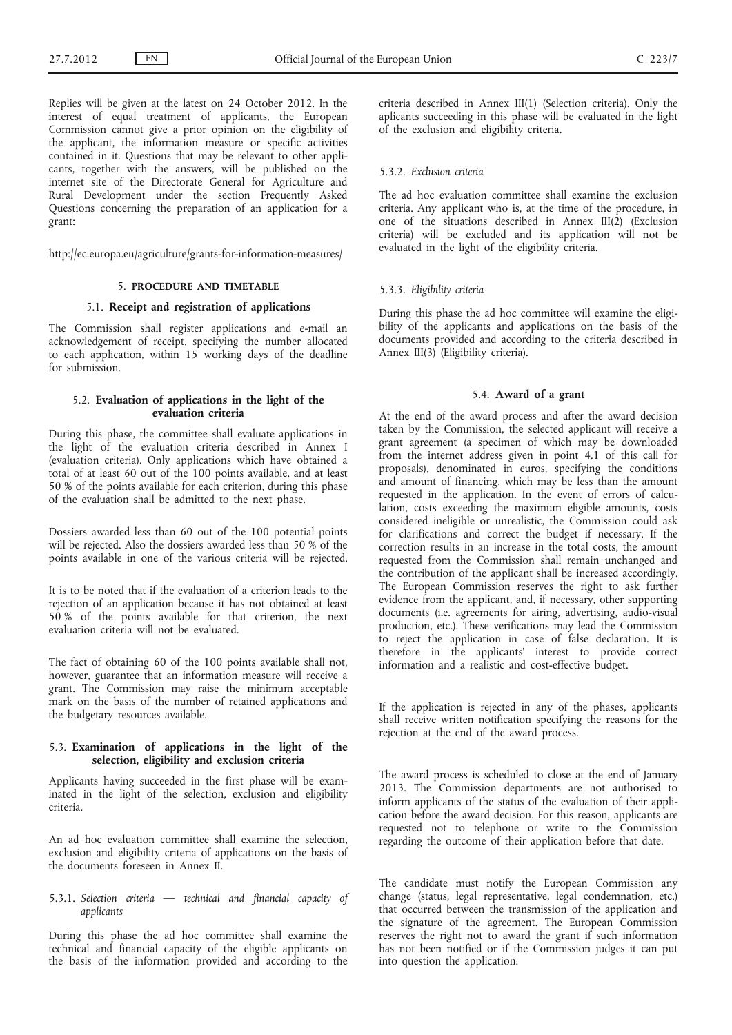Replies will be given at the latest on 24 October 2012. In the interest of equal treatment of applicants, the European Commission cannot give a prior opinion on the eligibility of the applicant, the information measure or specific activities contained in it. Questions that may be relevant to other applicants, together with the answers, will be published on the internet site of the Directorate General for Agriculture and Rural Development under the section Frequently Asked Questions concerning the preparation of an application for a grant:

http://ec.europa.eu/agriculture/grants-for-information-measures/

## 5. PROCEDURE AND TIMETABLE

### 5.1. Receipt and registration of applications

The Commission shall register applications and e-mail an acknowledgement of receipt, specifying the number allocated to each application, within 15 working days of the deadline for submission.

### 5.2. Evaluation of applications in the light of the evaluation criteria

During this phase, the committee shall evaluate applications in the light of the evaluation criteria described in Annex I (evaluation criteria). Only applications which have obtained a total of at least 60 out of the 100 points available, and at least 50 % of the points available for each criterion, during this phase of the evaluation shall be admitted to the next phase.

Dossiers awarded less than 60 out of the 100 potential points will be rejected. Also the dossiers awarded less than 50 % of the points available in one of the various criteria will be rejected.

It is to be noted that if the evaluation of a criterion leads to the rejection of an application because it has not obtained at least 50 % of the points available for that criterion, the next evaluation criteria will not be evaluated.

The fact of obtaining 60 of the 100 points available shall not, however, guarantee that an information measure will receive a grant. The Commission may raise the minimum acceptable mark on the basis of the number of retained applications and the budgetary resources available.

### 5.3. Examination of applications in the light of the selection, eligibility and exclusion criteria

Applicants having succeeded in the first phase will be examinated in the light of the selection, exclusion and eligibility criteria.

An ad hoc evaluation committee shall examine the selection, exclusion and eligibility criteria of applications on the basis of the documents foreseen in Annex II.

#### 5.3.1. *Selection criteria — technical and financial capacity of applicants*

During this phase the ad hoc committee shall examine the technical and financial capacity of the eligible applicants on the basis of the information provided and according to the criteria described in Annex III(1) (Selection criteria). Only the aplicants succeeding in this phase will be evaluated in the light of the exclusion and eligibility criteria.

#### 5.3.2. *Exclusion criteria*

The ad hoc evaluation committee shall examine the exclusion criteria. Any applicant who is, at the time of the procedure, in one of the situations described in Annex III(2) (Exclusion criteria) will be excluded and its application will not be evaluated in the light of the eligibility criteria.

#### 5.3.3. *Eligibility criteria*

During this phase the ad hoc committee will examine the eligibility of the applicants and applications on the basis of the documents provided and according to the criteria described in Annex III(3) (Eligibility criteria).

### 5.4. Award of a grant

At the end of the award process and after the award decision taken by the Commission, the selected applicant will receive a grant agreement (a specimen of which may be downloaded from the internet address given in point 4.1 of this call for proposals), denominated in euros, specifying the conditions and amount of financing, which may be less than the amount requested in the application. In the event of errors of calculation, costs exceeding the maximum eligible amounts, costs considered ineligible or unrealistic, the Commission could ask for clarifications and correct the budget if necessary. If the correction results in an increase in the total costs, the amount requested from the Commission shall remain unchanged and the contribution of the applicant shall be increased accordingly. The European Commission reserves the right to ask further evidence from the applicant, and, if necessary, other supporting documents (i.e. agreements for airing, advertising, audio-visual production, etc.). These verifications may lead the Commission to reject the application in case of false declaration. It is therefore in the applicants' interest to provide correct information and a realistic and cost-effective budget.

If the application is rejected in any of the phases, applicants shall receive written notification specifying the reasons for the rejection at the end of the award process.

The award process is scheduled to close at the end of January 2013. The Commission departments are not authorised to inform applicants of the status of the evaluation of their application before the award decision. For this reason, applicants are requested not to telephone or write to the Commission regarding the outcome of their application before that date.

The candidate must notify the European Commission any change (status, legal representative, legal condemnation, etc.) that occurred between the transmission of the application and the signature of the agreement. The European Commission reserves the right not to award the grant if such information has not been notified or if the Commission judges it can put into question the application.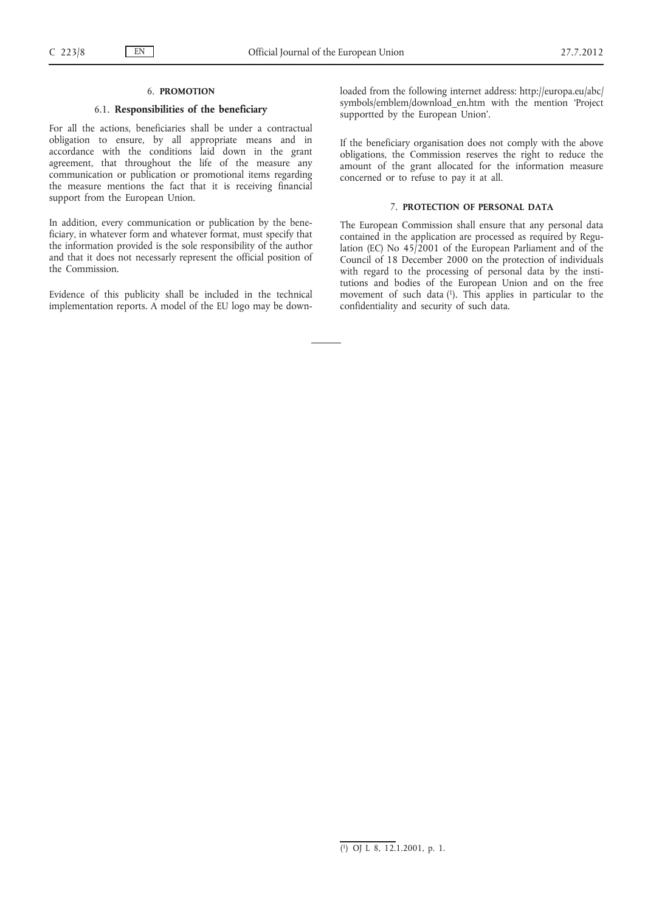## 6. **PROMOTION**

### 6.1. **Responsibilities of the beneficiary**

For all the actions, beneficiaries shall be under a contractual obligation to ensure, by all appropriate means and in accordance with the conditions laid down in the grant agreement, that throughout the life of the measure any communication or publication or promotional items regarding the measure mentions the fact that it is receiving financial support from the European Union.

In addition, every communication or publication by the beneficiary, in whatever form and whatever format, must specify that the information provided is the sole responsibility of the author and that it does not necessarily represent the official position of the Commission.

Evidence of this publicity shall be included in the technical implementation reports. A model of the EU logo may be downloaded from the following internet address: http://europa.eu/abc/symbols/emblem/download_en.htm with the mention 'Project supportted by the European Union'.

If the beneficiary organisation does not comply with the above obligations, the Commission reserves the right to reduce the amount of the grant allocated for the information measure concerned or to refuse to pay it at all.

## 7. **PROTECTION OF PERSONAL DATA**

The European Commission shall ensure that any personal data contained in the application are processed as required by Regulation (EC) No 45/2001 of the European Parliament and of the Council of 18 December 2000 on the protection of individuals with regard to the processing of personal data by the institutions and bodies of the European Union and on the free movement of such data [1]. This applies in particular to the confidentiality and security of such data.

---

[1] OJ L 8, 12.1.2001, p. 1.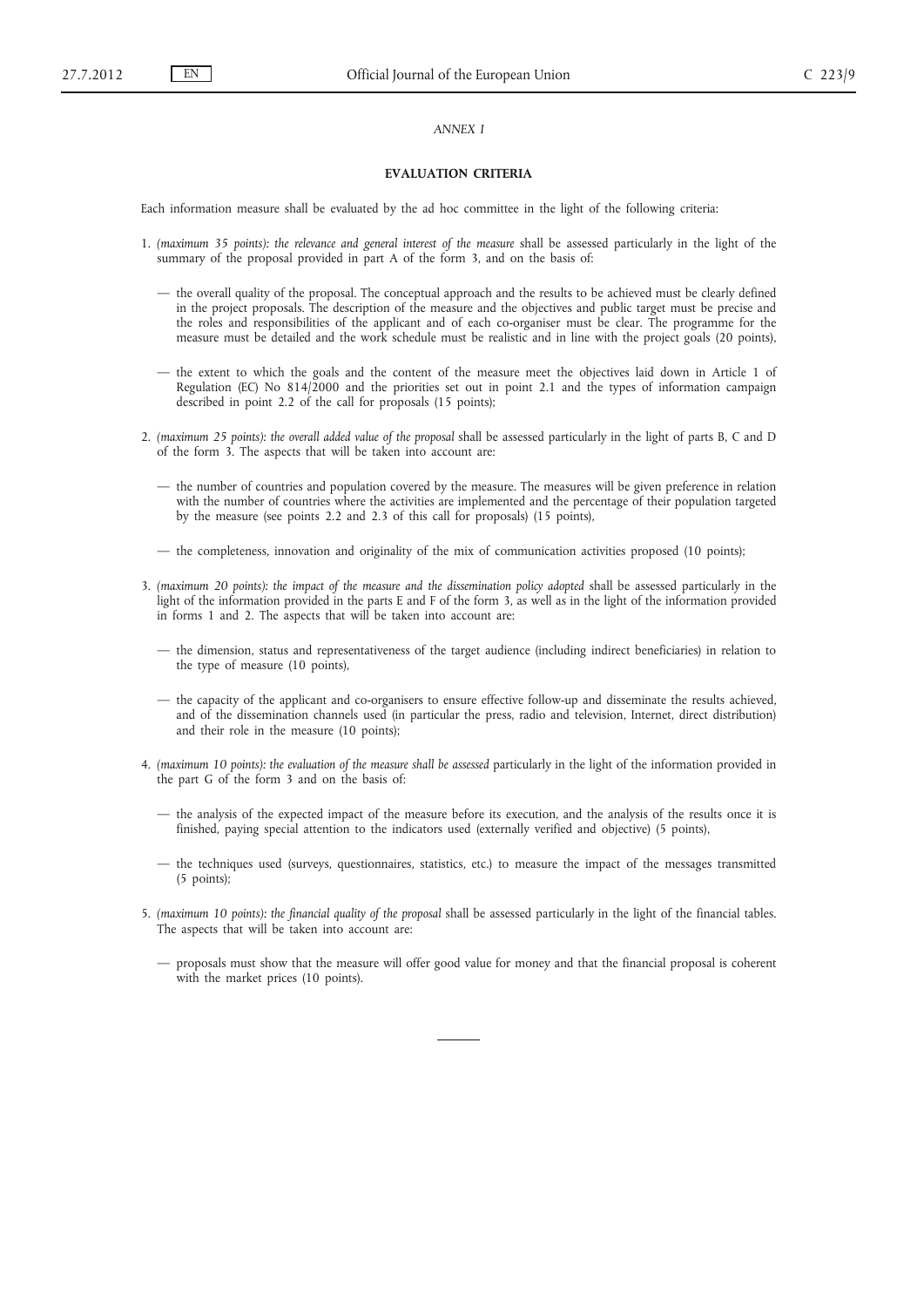*ANNEX I*

**EVALUATION CRITERIA**

Each information measure shall be evaluated by the ad hoc committee in the light of the following criteria:

1. *(maximum 35 points): the relevance and general interest of the measure* shall be assessed particularly in the light of the summary of the proposal provided in part A of the form 3, and on the basis of:

   — the overall quality of the proposal. The conceptual approach and the results to be achieved must be clearly defined in the project proposals. The description of the measure and the objectives and public target must be precise and the roles and responsibilities of the applicant and of each co-organiser must be clear. The programme for the measure must be detailed and the work schedule must be realistic and in line with the project goals (20 points),

   — the extent to which the goals and the content of the measure meet the objectives laid down in Article 1 of Regulation (EC) No 814/2000 and the priorities set out in point 2.1 and the types of information campaign described in point 2.2 of the call for proposals (15 points);

2. *(maximum 25 points): the overall added value of the proposal* shall be assessed particularly in the light of parts B, C and D of the form 3. The aspects that will be taken into account are:

   — the number of countries and population covered by the measure. The measures will be given preference in relation with the number of countries where the activities are implemented and the percentage of their population targeted by the measure (see points 2.2 and 2.3 of this call for proposals) (15 points),

   — the completeness, innovation and originality of the mix of communication activities proposed (10 points);

3. *(maximum 20 points): the impact of the measure and the dissemination policy adopted* shall be assessed particularly in the light of the information provided in the parts E and F of the form 3, as well as in the light of the information provided in forms 1 and 2. The aspects that will be taken into account are:

   — the dimension, status and representativeness of the target audience (including indirect beneficiaries) in relation to the type of measure (10 points),

   — the capacity of the applicant and co-organisers to ensure effective follow-up and disseminate the results achieved, and of the dissemination channels used (in particular the press, radio and television, Internet, direct distribution) and their role in the measure (10 points);

4. *(maximum 10 points): the evaluation of the measure shall be assessed* particularly in the light of the information provided in the part G of the form 3 and on the basis of:

   — the analysis of the expected impact of the measure before its execution, and the analysis of the results once it is finished, paying special attention to the indicators used (externally verified and objective) (5 points),

   — the techniques used (surveys, questionnaires, statistics, etc.) to measure the impact of the messages transmitted (5 points);

5. *(maximum 10 points): the financial quality of the proposal* shall be assessed particularly in the light of the financial tables. The aspects that will be taken into account are:

   — proposals must show that the measure will offer good value for money and that the financial proposal is coherent with the market prices (10 points).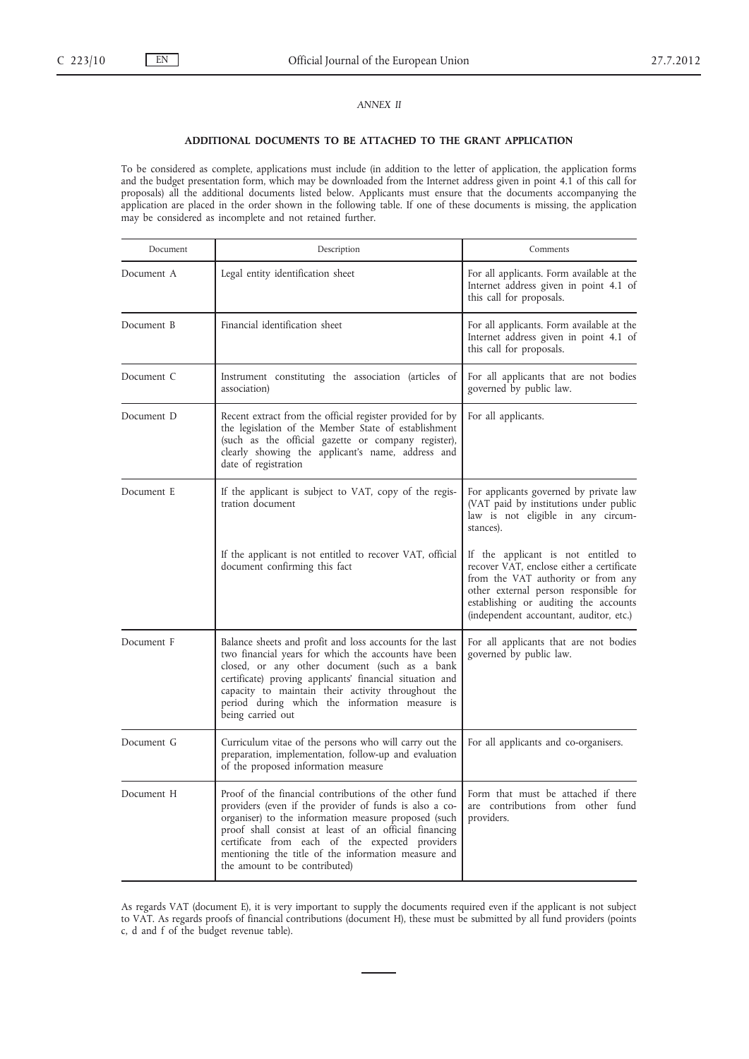*ANNEX II*

**ADDITIONAL DOCUMENTS TO BE ATTACHED TO THE GRANT APPLICATION**

To be considered as complete, applications must include (in addition to the letter of application, the application forms and the budget presentation form, which may be downloaded from the Internet address given in point 4.1 of this call for proposals) all the additional documents listed below. Applicants must ensure that the documents accompanying the application are placed in the order shown in the following table. If one of these documents is missing, the application may be considered as incomplete and not retained further.

| Document | Description | Comments |
|---|---|---|
| Document A | Legal entity identification sheet | For all applicants. Form available at the Internet address given in point 4.1 of this call for proposals. |
| Document B | Financial identification sheet | For all applicants. Form available at the Internet address given in point 4.1 of this call for proposals. |
| Document C | Instrument constituting the association (articles of association) | For all applicants that are not bodies governed by public law. |
| Document D | Recent extract from the official register provided for by the legislation of the Member State of establishment (such as the official gazette or company register), clearly showing the applicant's name, address and date of registration | For all applicants. |
| Document E | If the applicant is subject to VAT, copy of the registration document | For applicants governed by private law (VAT paid by institutions under public law is not eligible in any circumstances). |
| | If the applicant is not entitled to recover VAT, official document confirming this fact | If the applicant is not entitled to recover VAT, enclose either a certificate from the VAT authority or from any other external person responsible for establishing or auditing the accounts (independent accountant, auditor, etc.) |
| Document F | Balance sheets and profit and loss accounts for the last two financial years for which the accounts have been closed, or any other document (such as a bank certificate) proving applicants' financial situation and capacity to maintain their activity throughout the period during which the information measure is being carried out | For all applicants that are not bodies governed by public law. |
| Document G | Curriculum vitae of the persons who will carry out the preparation, implementation, follow-up and evaluation of the proposed information measure | For all applicants and co-organisers. |
| Document H | Proof of the financial contributions of the other fund providers (even if the provider of funds is also a co-organiser) to the information measure proposed (such proof shall consist at least of an official financing certificate from each of the expected providers mentioning the title of the information measure and the amount to be contributed) | Form that must be attached if there are contributions from other fund providers. |

As regards VAT (document E), it is very important to supply the documents required even if the applicant is not subject to VAT. As regards proofs of financial contributions (document H), these must be submitted by all fund providers (points c, d and f of the budget revenue table).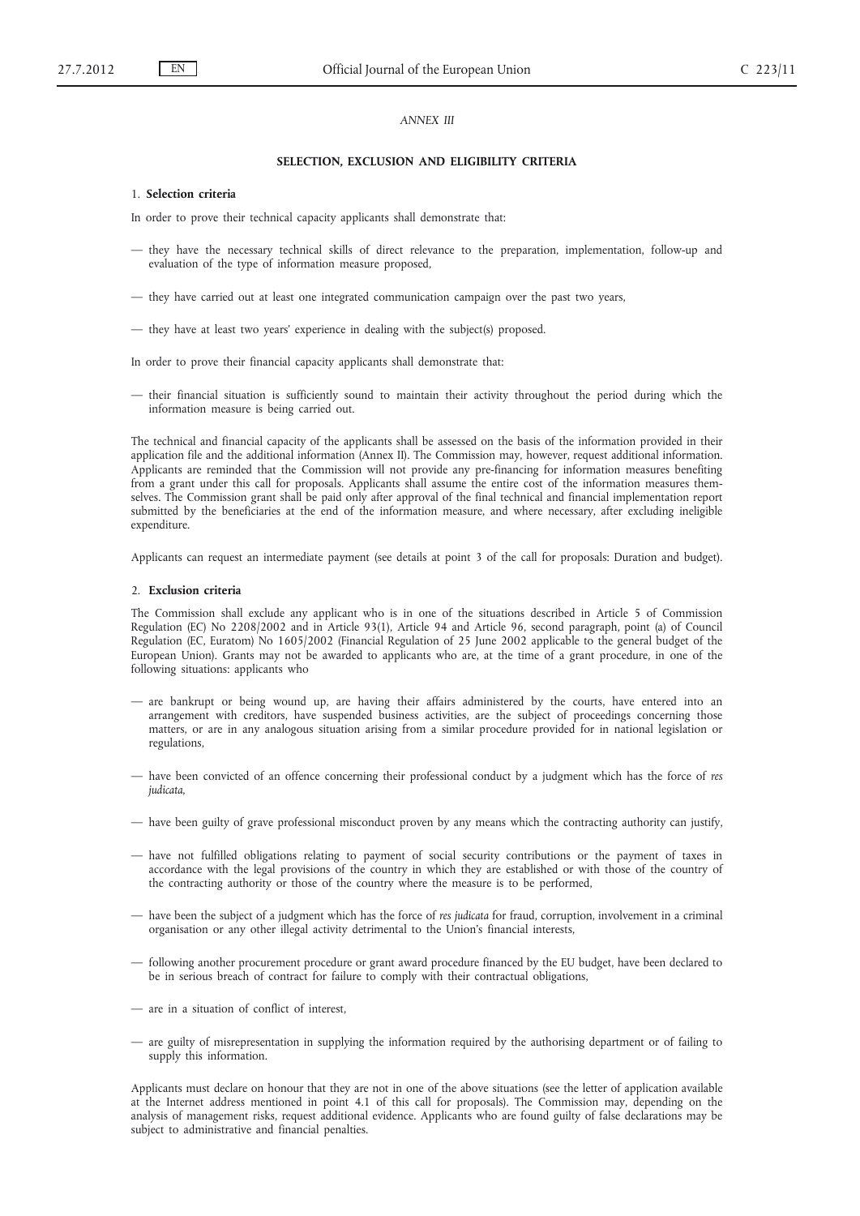*ANNEX III*

## SELECTION, EXCLUSION AND ELIGIBILITY CRITERIA

### 1. **Selection criteria**

In order to prove their technical capacity applicants shall demonstrate that:

— they have the necessary technical skills of direct relevance to the preparation, implementation, follow-up and evaluation of the type of information measure proposed,

— they have carried out at least one integrated communication campaign over the past two years,

— they have at least two years' experience in dealing with the subject(s) proposed.

In order to prove their financial capacity applicants shall demonstrate that:

— their financial situation is sufficiently sound to maintain their activity throughout the period during which the information measure is being carried out.

The technical and financial capacity of the applicants shall be assessed on the basis of the information provided in their application file and the additional information (Annex II). The Commission may, however, request additional information. Applicants are reminded that the Commission will not provide any pre-financing for information measures benefiting from a grant under this call for proposals. Applicants shall assume the entire cost of the information measures themselves. The Commission grant shall be paid only after approval of the final technical and financial implementation report submitted by the beneficiaries at the end of the information measure, and where necessary, after excluding ineligible expenditure.

Applicants can request an intermediate payment (see details at point 3 of the call for proposals: Duration and budget).

### 2. **Exclusion criteria**

The Commission shall exclude any applicant who is in one of the situations described in Article 5 of Commission Regulation (EC) No 2208/2002 and in Article 93(1), Article 94 and Article 96, second paragraph, point (a) of Council Regulation (EC, Euratom) No 1605/2002 (Financial Regulation of 25 June 2002 applicable to the general budget of the European Union). Grants may not be awarded to applicants who are, at the time of a grant procedure, in one of the following situations: applicants who

— are bankrupt or being wound up, are having their affairs administered by the courts, have entered into an arrangement with creditors, have suspended business activities, are the subject of proceedings concerning those matters, or are in any analogous situation arising from a similar procedure provided for in national legislation or regulations,

— have been convicted of an offence concerning their professional conduct by a judgment which has the force of *res judicata*,

— have been guilty of grave professional misconduct proven by any means which the contracting authority can justify,

— have not fulfilled obligations relating to payment of social security contributions or the payment of taxes in accordance with the legal provisions of the country in which they are established or with those of the country of the contracting authority or those of the country where the measure is to be performed,

— have been the subject of a judgment which has the force of *res judicata* for fraud, corruption, involvement in a criminal organisation or any other illegal activity detrimental to the Union's financial interests,

— following another procurement procedure or grant award procedure financed by the EU budget, have been declared to be in serious breach of contract for failure to comply with their contractual obligations,

— are in a situation of conflict of interest,

— are guilty of misrepresentation in supplying the information required by the authorising department or of failing to supply this information.

Applicants must declare on honour that they are not in one of the above situations (see the letter of application available at the Internet address mentioned in point 4.1 of this call for proposals). The Commission may, depending on the analysis of management risks, request additional evidence. Applicants who are found guilty of false declarations may be subject to administrative and financial penalties.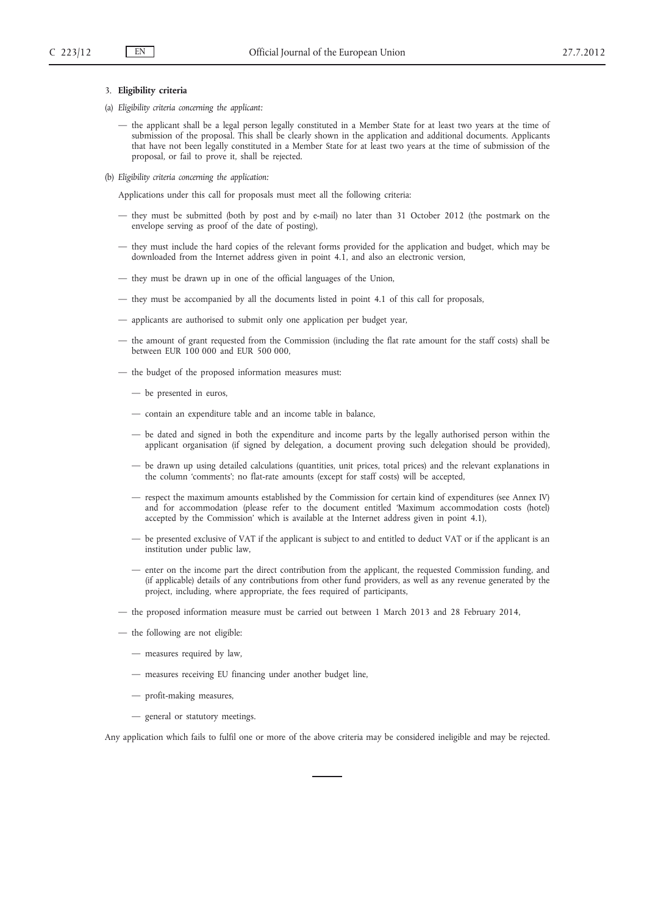### 3. **Eligibility criteria**

(a) *Eligibility criteria concerning the applicant:*

— the applicant shall be a legal person legally constituted in a Member State for at least two years at the time of submission of the proposal. This shall be clearly shown in the application and additional documents. Applicants that have not been legally constituted in a Member State for at least two years at the time of submission of the proposal, or fail to prove it, shall be rejected.

(b) *Eligibility criteria concerning the application:*

Applications under this call for proposals must meet all the following criteria:

— they must be submitted (both by post and by e-mail) no later than 31 October 2012 (the postmark on the envelope serving as proof of the date of posting),

— they must include the hard copies of the relevant forms provided for the application and budget, which may be downloaded from the Internet address given in point 4.1, and also an electronic version,

— they must be drawn up in one of the official languages of the Union,

— they must be accompanied by all the documents listed in point 4.1 of this call for proposals,

— applicants are authorised to submit only one application per budget year,

— the amount of grant requested from the Commission (including the flat rate amount for the staff costs) shall be between EUR 100 000 and EUR 500 000,

— the budget of the proposed information measures must:

  — be presented in euros,

  — contain an expenditure table and an income table in balance,

  — be dated and signed in both the expenditure and income parts by the legally authorised person within the applicant organisation (if signed by delegation, a document proving such delegation should be provided),

  — be drawn up using detailed calculations (quantities, unit prices, total prices) and the relevant explanations in the column 'comments'; no flat-rate amounts (except for staff costs) will be accepted,

  — respect the maximum amounts established by the Commission for certain kind of expenditures (see Annex IV) and for accommodation (please refer to the document entitled 'Maximum accommodation costs (hotel) accepted by the Commission' which is available at the Internet address given in point 4.1),

  — be presented exclusive of VAT if the applicant is subject to and entitled to deduct VAT or if the applicant is an institution under public law,

  — enter on the income part the direct contribution from the applicant, the requested Commission funding, and (if applicable) details of any contributions from other fund providers, as well as any revenue generated by the project, including, where appropriate, the fees required of participants,

— the proposed information measure must be carried out between 1 March 2013 and 28 February 2014,

— the following are not eligible:

  — measures required by law,

  — measures receiving EU financing under another budget line,

  — profit-making measures,

  — general or statutory meetings.

Any application which fails to fulfil one or more of the above criteria may be considered ineligible and may be rejected.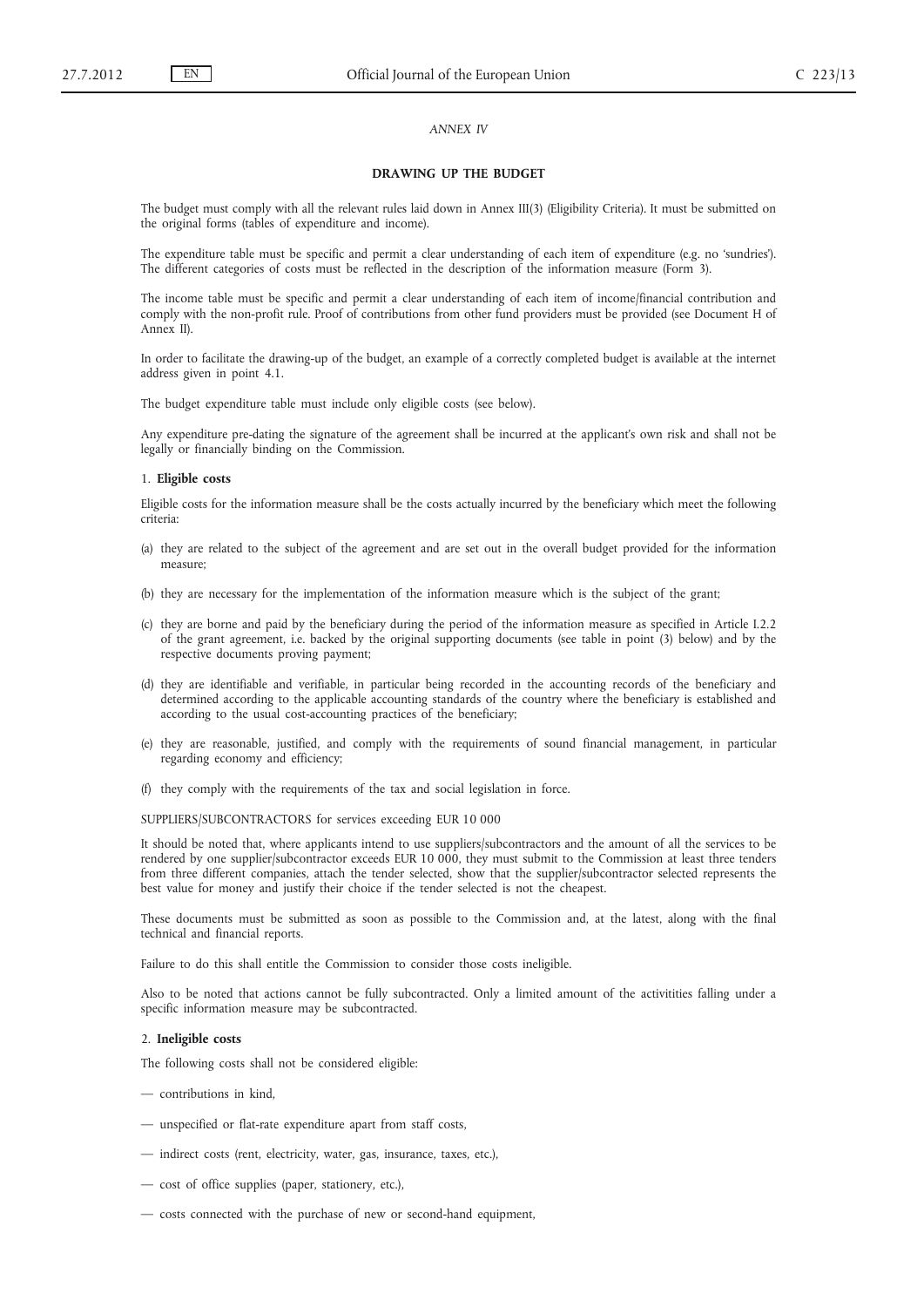*ANNEX IV*

## DRAWING UP THE BUDGET

The budget must comply with all the relevant rules laid down in Annex III(3) (Eligibility Criteria). It must be submitted on the original forms (tables of expenditure and income).

The expenditure table must be specific and permit a clear understanding of each item of expenditure (e.g. no 'sundries'). The different categories of costs must be reflected in the description of the information measure (Form 3).

The income table must be specific and permit a clear understanding of each item of income/financial contribution and comply with the non-profit rule. Proof of contributions from other fund providers must be provided (see Document H of Annex II).

In order to facilitate the drawing-up of the budget, an example of a correctly completed budget is available at the internet address given in point 4.1.

The budget expenditure table must include only eligible costs (see below).

Any expenditure pre-dating the signature of the agreement shall be incurred at the applicant's own risk and shall not be legally or financially binding on the Commission.

### 1. **Eligible costs**

Eligible costs for the information measure shall be the costs actually incurred by the beneficiary which meet the following criteria:

(a) they are related to the subject of the agreement and are set out in the overall budget provided for the information measure;

(b) they are necessary for the implementation of the information measure which is the subject of the grant;

(c) they are borne and paid by the beneficiary during the period of the information measure as specified in Article I.2.2 of the grant agreement, i.e. backed by the original supporting documents (see table in point (3) below) and by the respective documents proving payment;

(d) they are identifiable and verifiable, in particular being recorded in the accounting records of the beneficiary and determined according to the applicable accounting standards of the country where the beneficiary is established and according to the usual cost-accounting practices of the beneficiary;

(e) they are reasonable, justified, and comply with the requirements of sound financial management, in particular regarding economy and efficiency;

(f) they comply with the requirements of the tax and social legislation in force.

SUPPLIERS/SUBCONTRACTORS for services exceeding EUR 10 000

It should be noted that, where applicants intend to use suppliers/subcontractors and the amount of all the services to be rendered by one supplier/subcontractor exceeds EUR 10 000, they must submit to the Commission at least three tenders from three different companies, attach the tender selected, show that the supplier/subcontractor selected represents the best value for money and justify their choice if the tender selected is not the cheapest.

These documents must be submitted as soon as possible to the Commission and, at the latest, along with the final technical and financial reports.

Failure to do this shall entitle the Commission to consider those costs ineligible.

Also to be noted that actions cannot be fully subcontracted. Only a limited amount of the activitities falling under a specific information measure may be subcontracted.

### 2. **Ineligible costs**

The following costs shall not be considered eligible:

— contributions in kind,

— unspecified or flat-rate expenditure apart from staff costs,

— indirect costs (rent, electricity, water, gas, insurance, taxes, etc.),

— cost of office supplies (paper, stationery, etc.),

— costs connected with the purchase of new or second-hand equipment,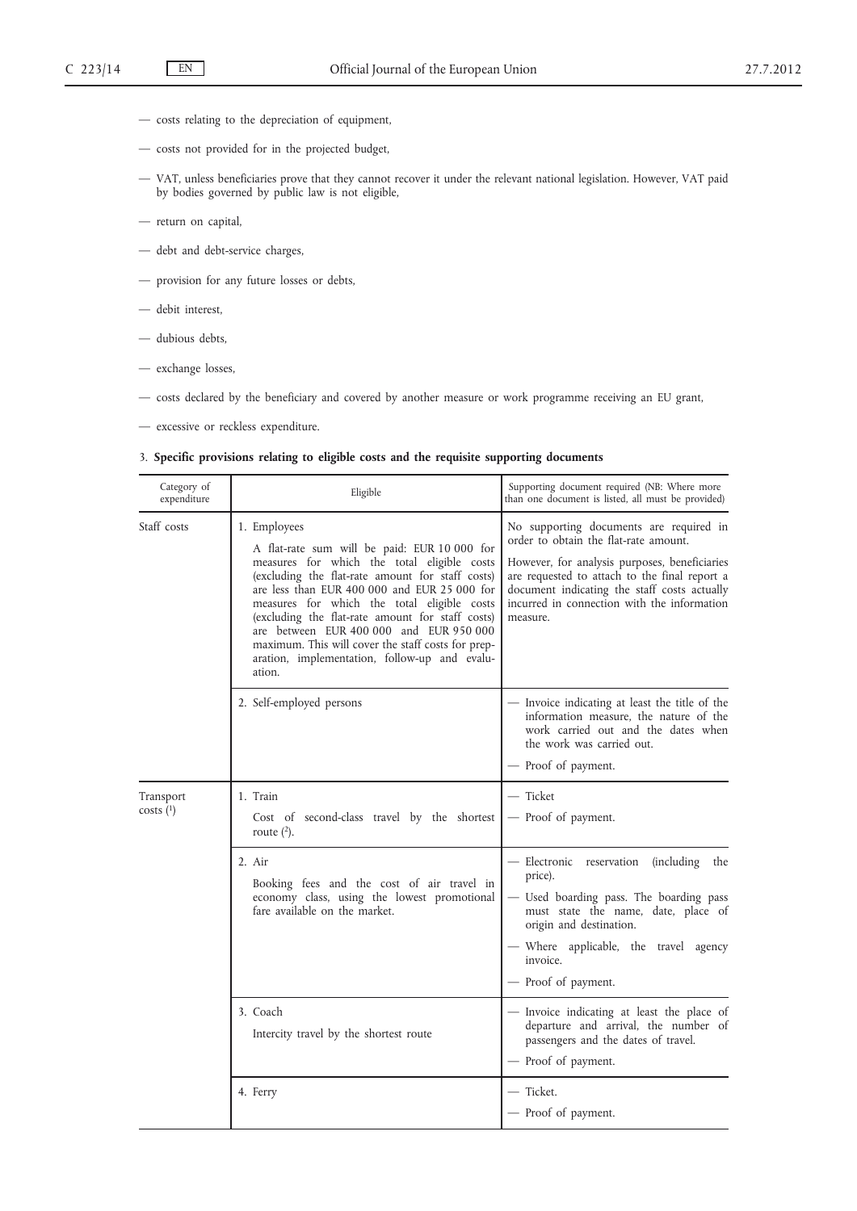— costs relating to the depreciation of equipment,

— costs not provided for in the projected budget,

— VAT, unless beneficiaries prove that they cannot recover it under the relevant national legislation. However, VAT paid by bodies governed by public law is not eligible,

— return on capital,

— debt and debt-service charges,

— provision for any future losses or debts,

— debit interest,

— dubious debts,

— exchange losses,

— costs declared by the beneficiary and covered by another measure or work programme receiving an EU grant,

— excessive or reckless expenditure.

3. **Specific provisions relating to eligible costs and the requisite supporting documents**

| Category of expenditure | Eligible | Supporting document required (NB: Where more than one document is listed, all must be provided) |
|---|---|---|
| Staff costs | 1. Employees<br>A flat-rate sum will be paid: EUR 10 000 for measures for which the total eligible costs (excluding the flat-rate amount for staff costs) are less than EUR 400 000 and EUR 25 000 for measures for which the total eligible costs (excluding the flat-rate amount for staff costs) are between EUR 400 000 and EUR 950 000 maximum. This will cover the staff costs for preparation, implementation, follow-up and evaluation. | No supporting documents are required in order to obtain the flat-rate amount.<br>However, for analysis purposes, beneficiaries are requested to attach to the final report a document indicating the staff costs actually incurred in connection with the information measure. |
| | 2. Self-employed persons | — Invoice indicating at least the title of the information measure, the nature of the work carried out and the dates when the work was carried out.<br>— Proof of payment. |
| Transport costs [1] | 1. Train<br>Cost of second-class travel by the shortest route [2]. | — Ticket<br>— Proof of payment. |
| | 2. Air<br>Booking fees and the cost of air travel in economy class, using the lowest promotional fare available on the market. | — Electronic reservation (including the price).<br>— Used boarding pass. The boarding pass must state the name, date, place of origin and destination.<br>— Where applicable, the travel agency invoice.<br>— Proof of payment. |
| | 3. Coach<br>Intercity travel by the shortest route | — Invoice indicating at least the place of departure and arrival, the number of passengers and the dates of travel.<br>— Proof of payment. |
| | 4. Ferry | — Ticket.<br>— Proof of payment. |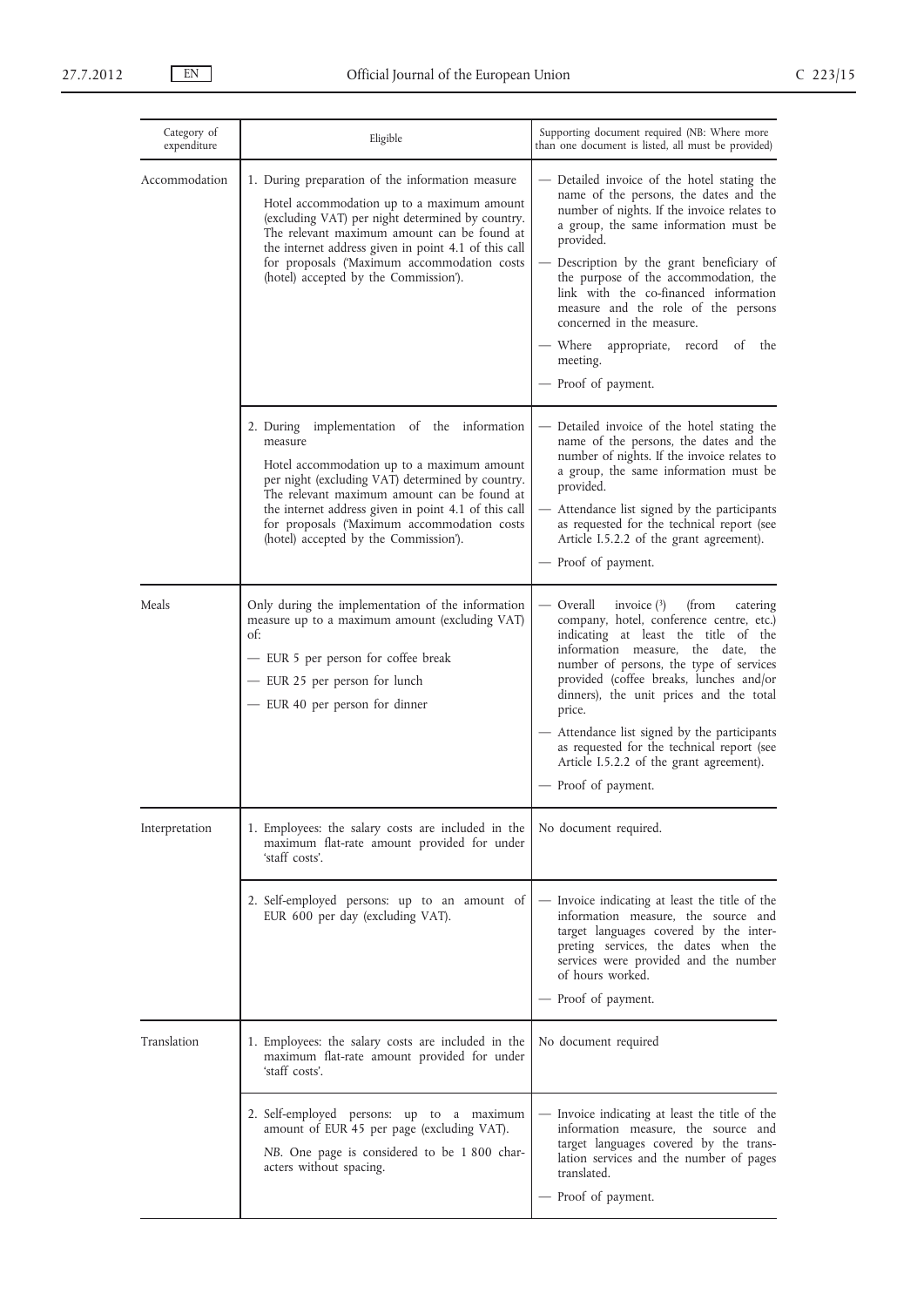| Category of expenditure | Eligible | Supporting document required (NB: Where more than one document is listed, all must be provided) |
|---|---|---|
| Accommodation | 1. During preparation of the information measure<br>Hotel accommodation up to a maximum amount (excluding VAT) per night determined by country. The relevant maximum amount can be found at the internet address given in point 4.1 of this call for proposals ('Maximum accommodation costs (hotel) accepted by the Commission'). | — Detailed invoice of the hotel stating the name of the persons, the dates and the number of nights. If the invoice relates to a group, the same information must be provided.<br>— Description by the grant beneficiary of the purpose of the accommodation, the link with the co-financed information measure and the role of the persons concerned in the measure.<br>— Where appropriate, record of the meeting.<br>— Proof of payment. |
| | 2. During implementation of the information measure<br>Hotel accommodation up to a maximum amount per night (excluding VAT) determined by country. The relevant maximum amount can be found at the internet address given in point 4.1 of this call for proposals ('Maximum accommodation costs (hotel) accepted by the Commission'). | — Detailed invoice of the hotel stating the name of the persons, the dates and the number of nights. If the invoice relates to a group, the same information must be provided.<br>— Attendance list signed by the participants as requested for the technical report (see Article I.5.2.2 of the grant agreement).<br>— Proof of payment. |
| Meals | Only during the implementation of the information measure up to a maximum amount (excluding VAT) of:<br>— EUR 5 per person for coffee break<br>— EUR 25 per person for lunch<br>— EUR 40 per person for dinner | — Overall invoice [3] (from catering company, hotel, conference centre, etc.) indicating at least the title of the information measure, the date, the number of persons, the type of services provided (coffee breaks, lunches and/or dinners), the unit prices and the total price.<br>— Attendance list signed by the participants as requested for the technical report (see Article I.5.2.2 of the grant agreement).<br>— Proof of payment. |
| Interpretation | 1. Employees: the salary costs are included in the maximum flat-rate amount provided for under 'staff costs'. | No document required. |
| | 2. Self-employed persons: up to an amount of EUR 600 per day (excluding VAT). | — Invoice indicating at least the title of the information measure, the source and target languages covered by the interpreting services, the dates when the services were provided and the number of hours worked.<br>— Proof of payment. |
| Translation | 1. Employees: the salary costs are included in the maximum flat-rate amount provided for under 'staff costs'. | No document required |
| | 2. Self-employed persons: up to a maximum amount of EUR 45 per page (excluding VAT).<br>*NB*. One page is considered to be 1 800 characters without spacing. | — Invoice indicating at least the title of the information measure, the source and target languages covered by the translation services and the number of pages translated.<br>— Proof of payment. |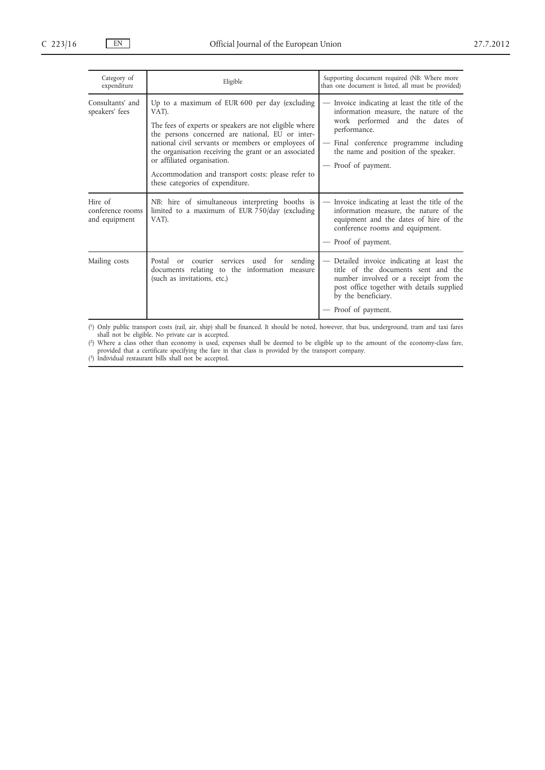| Category of expenditure | Eligible | Supporting document required (NB: Where more than one document is listed, all must be provided) |
| --- | --- | --- |
| Consultants' and speakers' fees | Up to a maximum of EUR 600 per day (excluding VAT).<br><br>The fees of experts or speakers are not eligible where the persons concerned are national, EU or international civil servants or members or employees of the organisation receiving the grant or an associated or affiliated organisation.<br><br>Accommodation and transport costs: please refer to these categories of expenditure. | — Invoice indicating at least the title of the information measure, the nature of the work performed and the dates of performance.<br>— Final conference programme including the name and position of the speaker.<br>— Proof of payment. |
| Hire of conference rooms and equipment | *NB*: hire of simultaneous interpreting booths is limited to a maximum of EUR 750/day (excluding VAT). | — Invoice indicating at least the title of the information measure, the nature of the equipment and the dates of hire of the conference rooms and equipment.<br>— Proof of payment. |
| Mailing costs | Postal or courier services used for sending documents relating to the information measure (such as invitations, etc.) | — Detailed invoice indicating at least the title of the documents sent and the number involved or a receipt from the post office together with details supplied by the beneficiary.<br>— Proof of payment. |

([1]) Only public transport costs (rail, air, ship) shall be financed. It should be noted, however, that bus, underground, tram and taxi fares shall not be eligible. No private car is accepted.

([2]) Where a class other than economy is used, expenses shall be deemed to be eligible up to the amount of the economy-class fare, provided that a certificate specifying the fare in that class is provided by the transport company.

([3]) Individual restaurant bills shall not be accepted.